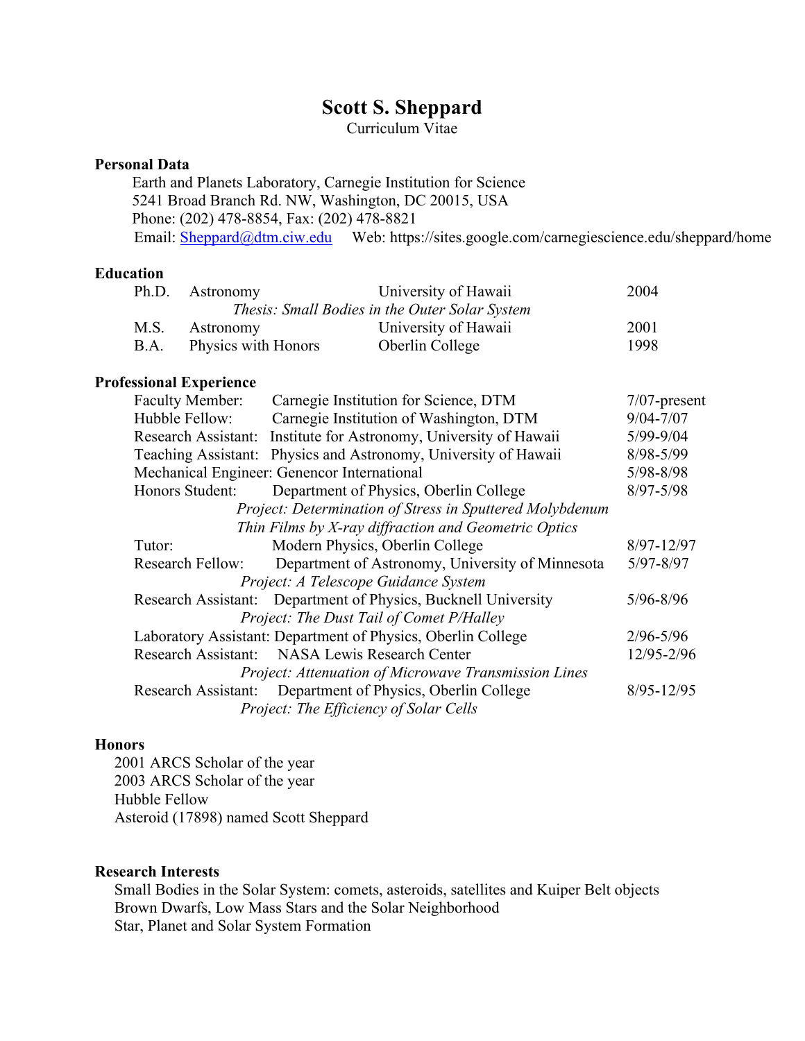# Scott S. Sheppard

Curriculum Vitae

## Personal Data

Earth and Planets Laboratory, Carnegie Institution for Science
5241 Broad Branch Rd. NW, Washington, DC 20015, USA
Phone: (202) 478-8854, Fax: (202) 478-8821
Email: Sheppard@dtm.ciw.edu     Web: https://sites.google.com/carnegiescience.edu/sheppard/home

## Education

| | | | |
|---|---|---|---|
| Ph.D. | Astronomy | University of Hawaii | 2004 |
| | *Thesis: Small Bodies in the Outer Solar System* | | |
| M.S. | Astronomy | University of Hawaii | 2001 |
| B.A. | Physics with Honors | Oberlin College | 1998 |

## Professional Experience

| | | |
|---|---|---|
| Faculty Member: | Carnegie Institution for Science, DTM | 7/07-present |
| Hubble Fellow: | Carnegie Institution of Washington, DTM | 9/04-7/07 |
| Research Assistant: | Institute for Astronomy, University of Hawaii | 5/99-9/04 |
| Teaching Assistant: | Physics and Astronomy, University of Hawaii | 8/98-5/99 |
| Mechanical Engineer: | Genencor International | 5/98-8/98 |
| Honors Student: | Department of Physics, Oberlin College | 8/97-5/98 |
| | *Project: Determination of Stress in Sputtered Molybdenum Thin Films by X-ray diffraction and Geometric Optics* | |
| Tutor: | Modern Physics, Oberlin College | 8/97-12/97 |
| Research Fellow: | Department of Astronomy, University of Minnesota | 5/97-8/97 |
| | *Project: A Telescope Guidance System* | |
| Research Assistant: | Department of Physics, Bucknell University | 5/96-8/96 |
| | *Project: The Dust Tail of Comet P/Halley* | |
| Laboratory Assistant: | Department of Physics, Oberlin College | 2/96-5/96 |
| Research Assistant: | NASA Lewis Research Center | 12/95-2/96 |
| | *Project: Attenuation of Microwave Transmission Lines* | |
| Research Assistant: | Department of Physics, Oberlin College | 8/95-12/95 |
| | *Project: The Efficiency of Solar Cells* | |

## Honors

2001 ARCS Scholar of the year
2003 ARCS Scholar of the year
Hubble Fellow
Asteroid (17898) named Scott Sheppard

## Research Interests

Small Bodies in the Solar System: comets, asteroids, satellites and Kuiper Belt objects
Brown Dwarfs, Low Mass Stars and the Solar Neighborhood
Star, Planet and Solar System Formation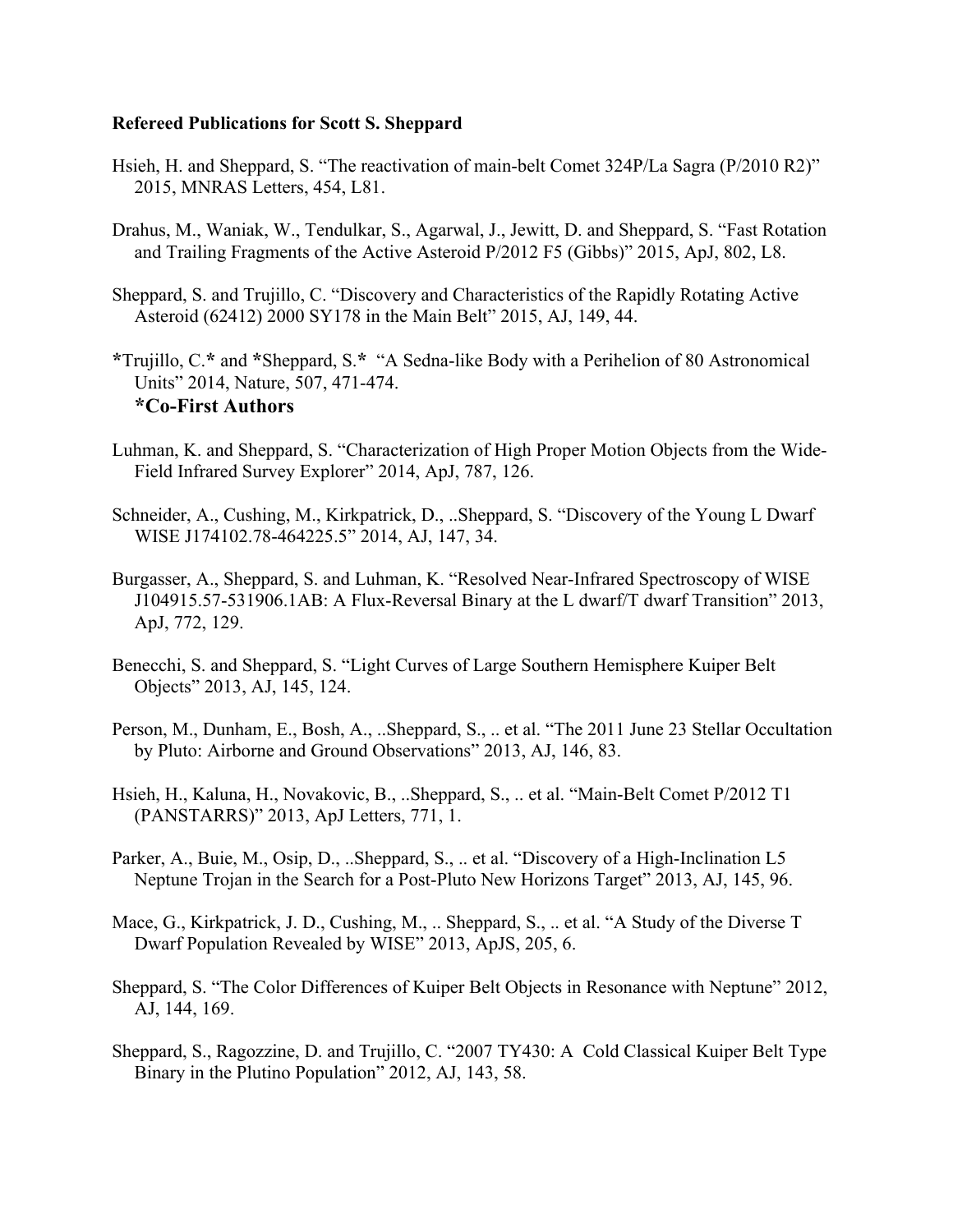**Refereed Publications for Scott S. Sheppard**

Hsieh, H. and Sheppard, S. "The reactivation of main-belt Comet 324P/La Sagra (P/2010 R2)" 2015, MNRAS Letters, 454, L81.

Drahus, M., Waniak, W., Tendulkar, S., Agarwal, J., Jewitt, D. and Sheppard, S. "Fast Rotation and Trailing Fragments of the Active Asteroid P/2012 F5 (Gibbs)" 2015, ApJ, 802, L8.

Sheppard, S. and Trujillo, C. "Discovery and Characteristics of the Rapidly Rotating Active Asteroid (62412) 2000 SY178 in the Main Belt" 2015, AJ, 149, 44.

**\***Trujillo, C.**\*** and **\***Sheppard, S.**\*** "A Sedna-like Body with a Perihelion of 80 Astronomical Units" 2014, Nature, 507, 471-474.
**\*Co-First Authors**

Luhman, K. and Sheppard, S. "Characterization of High Proper Motion Objects from the Wide-Field Infrared Survey Explorer" 2014, ApJ, 787, 126.

Schneider, A., Cushing, M., Kirkpatrick, D., ..Sheppard, S. "Discovery of the Young L Dwarf WISE J174102.78-464225.5" 2014, AJ, 147, 34.

Burgasser, A., Sheppard, S. and Luhman, K. "Resolved Near-Infrared Spectroscopy of WISE J104915.57-531906.1AB: A Flux-Reversal Binary at the L dwarf/T dwarf Transition" 2013, ApJ, 772, 129.

Benecchi, S. and Sheppard, S. "Light Curves of Large Southern Hemisphere Kuiper Belt Objects" 2013, AJ, 145, 124.

Person, M., Dunham, E., Bosh, A., ..Sheppard, S., .. et al. "The 2011 June 23 Stellar Occultation by Pluto: Airborne and Ground Observations" 2013, AJ, 146, 83.

Hsieh, H., Kaluna, H., Novakovic, B., ..Sheppard, S., .. et al. "Main-Belt Comet P/2012 T1 (PANSTARRS)" 2013, ApJ Letters, 771, 1.

Parker, A., Buie, M., Osip, D., ..Sheppard, S., .. et al. "Discovery of a High-Inclination L5 Neptune Trojan in the Search for a Post-Pluto New Horizons Target" 2013, AJ, 145, 96.

Mace, G., Kirkpatrick, J. D., Cushing, M., .. Sheppard, S., .. et al. "A Study of the Diverse T Dwarf Population Revealed by WISE" 2013, ApJS, 205, 6.

Sheppard, S. "The Color Differences of Kuiper Belt Objects in Resonance with Neptune" 2012, AJ, 144, 169.

Sheppard, S., Ragozzine, D. and Trujillo, C. "2007 TY430: A Cold Classical Kuiper Belt Type Binary in the Plutino Population" 2012, AJ, 143, 58.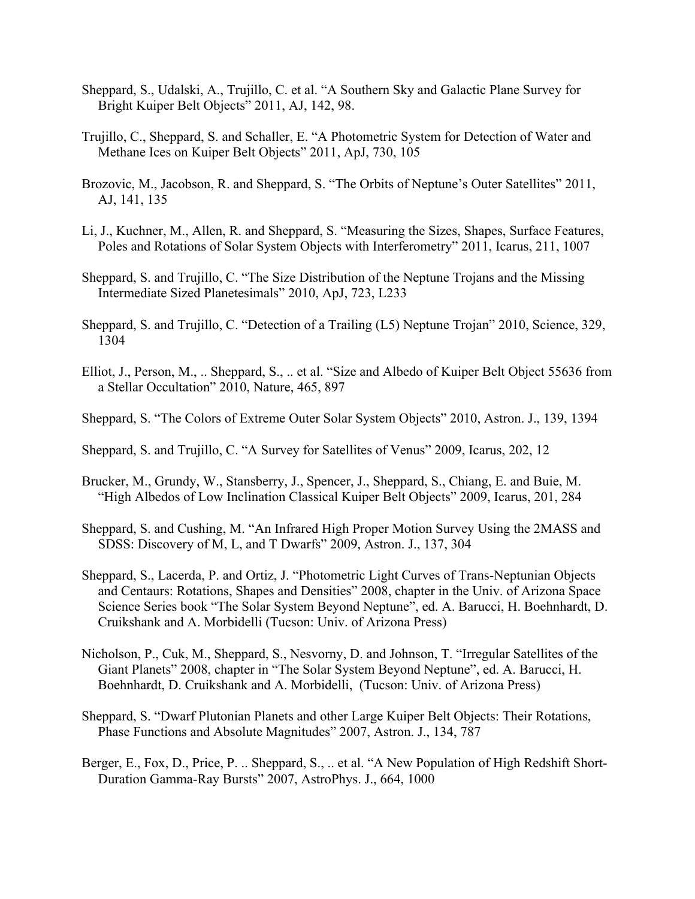Sheppard, S., Udalski, A., Trujillo, C. et al. "A Southern Sky and Galactic Plane Survey for Bright Kuiper Belt Objects" 2011, AJ, 142, 98.

Trujillo, C., Sheppard, S. and Schaller, E. "A Photometric System for Detection of Water and Methane Ices on Kuiper Belt Objects" 2011, ApJ, 730, 105

Brozovic, M., Jacobson, R. and Sheppard, S. "The Orbits of Neptune's Outer Satellites" 2011, AJ, 141, 135

Li, J., Kuchner, M., Allen, R. and Sheppard, S. "Measuring the Sizes, Shapes, Surface Features, Poles and Rotations of Solar System Objects with Interferometry" 2011, Icarus, 211, 1007

Sheppard, S. and Trujillo, C. "The Size Distribution of the Neptune Trojans and the Missing Intermediate Sized Planetesimals" 2010, ApJ, 723, L233

Sheppard, S. and Trujillo, C. "Detection of a Trailing (L5) Neptune Trojan" 2010, Science, 329, 1304

Elliot, J., Person, M., .. Sheppard, S., .. et al. "Size and Albedo of Kuiper Belt Object 55636 from a Stellar Occultation" 2010, Nature, 465, 897

Sheppard, S. "The Colors of Extreme Outer Solar System Objects" 2010, Astron. J., 139, 1394

Sheppard, S. and Trujillo, C. "A Survey for Satellites of Venus" 2009, Icarus, 202, 12

Brucker, M., Grundy, W., Stansberry, J., Spencer, J., Sheppard, S., Chiang, E. and Buie, M. "High Albedos of Low Inclination Classical Kuiper Belt Objects" 2009, Icarus, 201, 284

Sheppard, S. and Cushing, M. "An Infrared High Proper Motion Survey Using the 2MASS and SDSS: Discovery of M, L, and T Dwarfs" 2009, Astron. J., 137, 304

Sheppard, S., Lacerda, P. and Ortiz, J. "Photometric Light Curves of Trans-Neptunian Objects and Centaurs: Rotations, Shapes and Densities" 2008, chapter in the Univ. of Arizona Space Science Series book "The Solar System Beyond Neptune", ed. A. Barucci, H. Boehnhardt, D. Cruikshank and A. Morbidelli (Tucson: Univ. of Arizona Press)

Nicholson, P., Cuk, M., Sheppard, S., Nesvorny, D. and Johnson, T. "Irregular Satellites of the Giant Planets" 2008, chapter in "The Solar System Beyond Neptune", ed. A. Barucci, H. Boehnhardt, D. Cruikshank and A. Morbidelli, (Tucson: Univ. of Arizona Press)

Sheppard, S. "Dwarf Plutonian Planets and other Large Kuiper Belt Objects: Their Rotations, Phase Functions and Absolute Magnitudes" 2007, Astron. J., 134, 787

Berger, E., Fox, D., Price, P. .. Sheppard, S., .. et al. "A New Population of High Redshift Short-Duration Gamma-Ray Bursts" 2007, AstroPhys. J., 664, 1000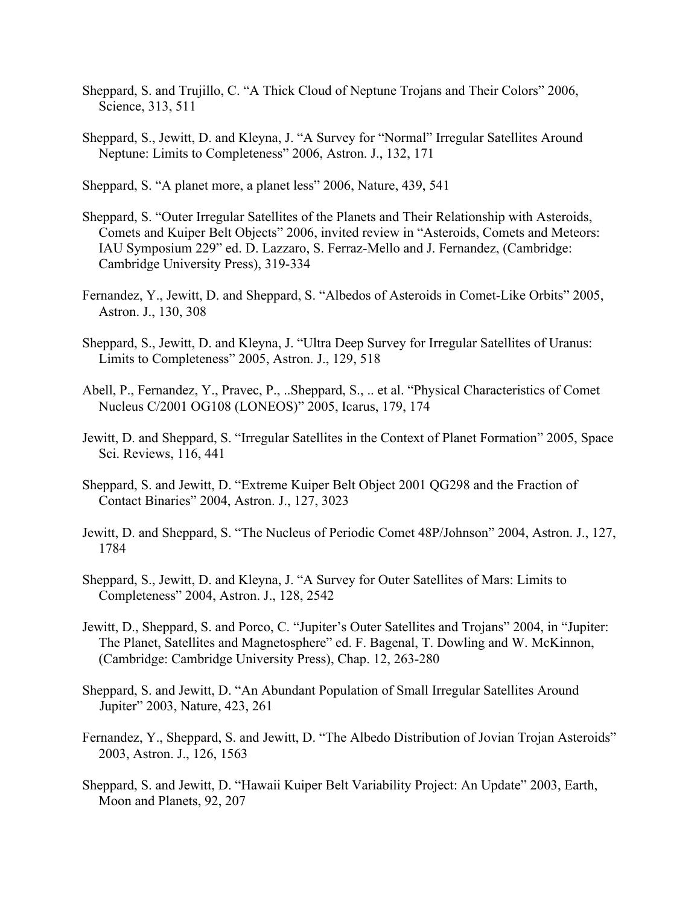Sheppard, S. and Trujillo, C. "A Thick Cloud of Neptune Trojans and Their Colors" 2006, Science, 313, 511

Sheppard, S., Jewitt, D. and Kleyna, J. "A Survey for "Normal" Irregular Satellites Around Neptune: Limits to Completeness" 2006, Astron. J., 132, 171

Sheppard, S. "A planet more, a planet less" 2006, Nature, 439, 541

Sheppard, S. "Outer Irregular Satellites of the Planets and Their Relationship with Asteroids, Comets and Kuiper Belt Objects" 2006, invited review in "Asteroids, Comets and Meteors: IAU Symposium 229" ed. D. Lazzaro, S. Ferraz-Mello and J. Fernandez, (Cambridge: Cambridge University Press), 319-334

Fernandez, Y., Jewitt, D. and Sheppard, S. "Albedos of Asteroids in Comet-Like Orbits" 2005, Astron. J., 130, 308

Sheppard, S., Jewitt, D. and Kleyna, J. "Ultra Deep Survey for Irregular Satellites of Uranus: Limits to Completeness" 2005, Astron. J., 129, 518

Abell, P., Fernandez, Y., Pravec, P., ..Sheppard, S., .. et al. "Physical Characteristics of Comet Nucleus C/2001 OG108 (LONEOS)" 2005, Icarus, 179, 174

Jewitt, D. and Sheppard, S. "Irregular Satellites in the Context of Planet Formation" 2005, Space Sci. Reviews, 116, 441

Sheppard, S. and Jewitt, D. "Extreme Kuiper Belt Object 2001 QG298 and the Fraction of Contact Binaries" 2004, Astron. J., 127, 3023

Jewitt, D. and Sheppard, S. "The Nucleus of Periodic Comet 48P/Johnson" 2004, Astron. J., 127, 1784

Sheppard, S., Jewitt, D. and Kleyna, J. "A Survey for Outer Satellites of Mars: Limits to Completeness" 2004, Astron. J., 128, 2542

Jewitt, D., Sheppard, S. and Porco, C. "Jupiter's Outer Satellites and Trojans" 2004, in "Jupiter: The Planet, Satellites and Magnetosphere" ed. F. Bagenal, T. Dowling and W. McKinnon, (Cambridge: Cambridge University Press), Chap. 12, 263-280

Sheppard, S. and Jewitt, D. "An Abundant Population of Small Irregular Satellites Around Jupiter" 2003, Nature, 423, 261

Fernandez, Y., Sheppard, S. and Jewitt, D. "The Albedo Distribution of Jovian Trojan Asteroids" 2003, Astron. J., 126, 1563

Sheppard, S. and Jewitt, D. "Hawaii Kuiper Belt Variability Project: An Update" 2003, Earth, Moon and Planets, 92, 207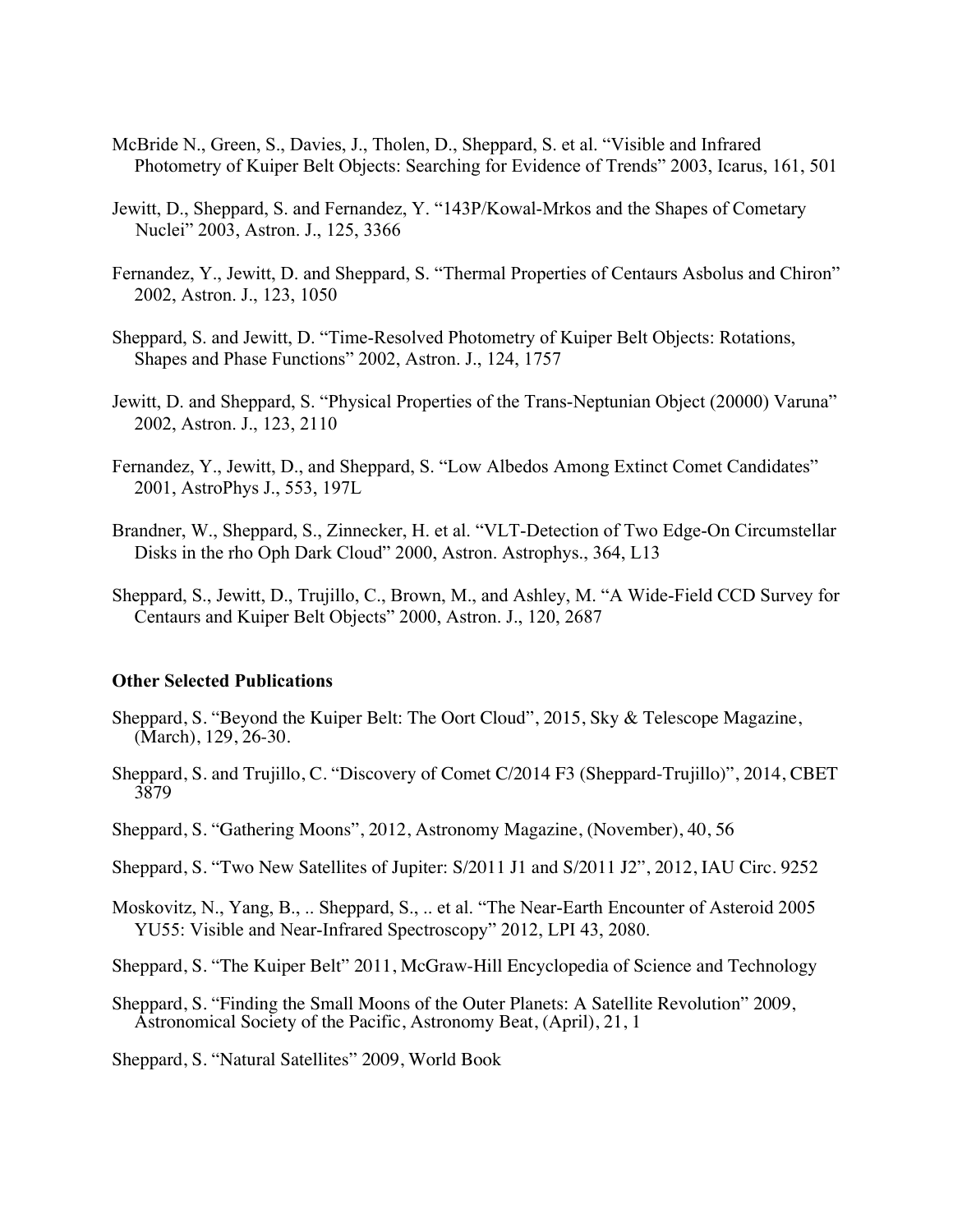McBride N., Green, S., Davies, J., Tholen, D., Sheppard, S. et al. "Visible and Infrared Photometry of Kuiper Belt Objects: Searching for Evidence of Trends" 2003, Icarus, 161, 501

Jewitt, D., Sheppard, S. and Fernandez, Y. "143P/Kowal-Mrkos and the Shapes of Cometary Nuclei" 2003, Astron. J., 125, 3366

Fernandez, Y., Jewitt, D. and Sheppard, S. "Thermal Properties of Centaurs Asbolus and Chiron" 2002, Astron. J., 123, 1050

Sheppard, S. and Jewitt, D. "Time-Resolved Photometry of Kuiper Belt Objects: Rotations, Shapes and Phase Functions" 2002, Astron. J., 124, 1757

Jewitt, D. and Sheppard, S. "Physical Properties of the Trans-Neptunian Object (20000) Varuna" 2002, Astron. J., 123, 2110

Fernandez, Y., Jewitt, D., and Sheppard, S. "Low Albedos Among Extinct Comet Candidates" 2001, AstroPhys J., 553, 197L

Brandner, W., Sheppard, S., Zinnecker, H. et al. "VLT-Detection of Two Edge-On Circumstellar Disks in the rho Oph Dark Cloud" 2000, Astron. Astrophys., 364, L13

Sheppard, S., Jewitt, D., Trujillo, C., Brown, M., and Ashley, M. "A Wide-Field CCD Survey for Centaurs and Kuiper Belt Objects" 2000, Astron. J., 120, 2687

**Other Selected Publications**

Sheppard, S. "Beyond the Kuiper Belt: The Oort Cloud", 2015, Sky & Telescope Magazine, (March), 129, 26-30.

Sheppard, S. and Trujillo, C. "Discovery of Comet C/2014 F3 (Sheppard-Trujillo)", 2014, CBET 3879

Sheppard, S. "Gathering Moons", 2012, Astronomy Magazine, (November), 40, 56

Sheppard, S. "Two New Satellites of Jupiter: S/2011 J1 and S/2011 J2", 2012, IAU Circ. 9252

Moskovitz, N., Yang, B., .. Sheppard, S., .. et al. "The Near-Earth Encounter of Asteroid 2005 YU55: Visible and Near-Infrared Spectroscopy" 2012, LPI 43, 2080.

Sheppard, S. "The Kuiper Belt" 2011, McGraw-Hill Encyclopedia of Science and Technology

Sheppard, S. "Finding the Small Moons of the Outer Planets: A Satellite Revolution" 2009, Astronomical Society of the Pacific, Astronomy Beat, (April), 21, 1

Sheppard, S. "Natural Satellites" 2009, World Book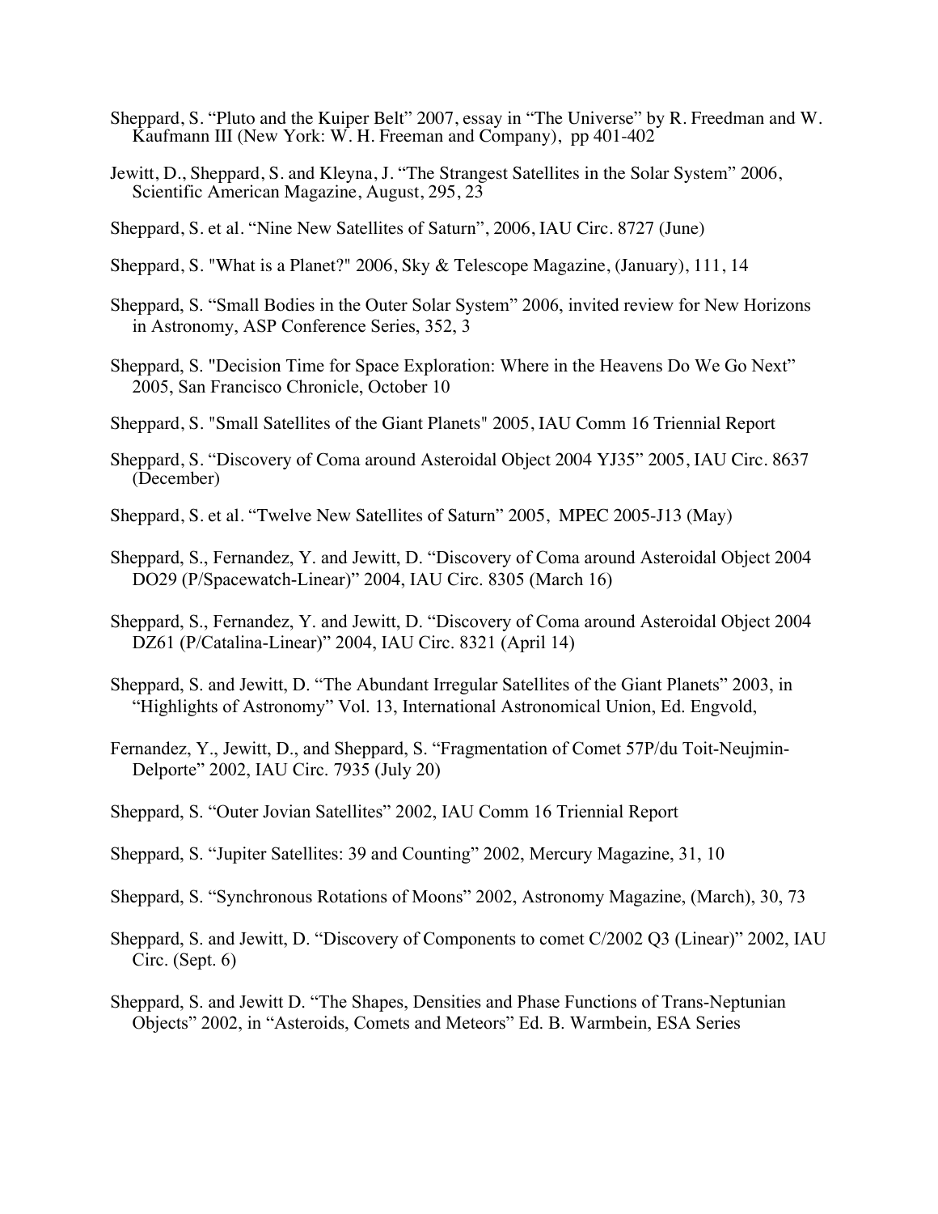Sheppard, S. "Pluto and the Kuiper Belt" 2007, essay in "The Universe" by R. Freedman and W. Kaufmann III (New York: W. H. Freeman and Company), pp 401-402

Jewitt, D., Sheppard, S. and Kleyna, J. "The Strangest Satellites in the Solar System" 2006, Scientific American Magazine, August, 295, 23

Sheppard, S. et al. "Nine New Satellites of Saturn", 2006, IAU Circ. 8727 (June)

Sheppard, S. "What is a Planet?" 2006, Sky & Telescope Magazine, (January), 111, 14

Sheppard, S. "Small Bodies in the Outer Solar System" 2006, invited review for New Horizons in Astronomy, ASP Conference Series, 352, 3

Sheppard, S. "Decision Time for Space Exploration: Where in the Heavens Do We Go Next" 2005, San Francisco Chronicle, October 10

Sheppard, S. "Small Satellites of the Giant Planets" 2005, IAU Comm 16 Triennial Report

Sheppard, S. "Discovery of Coma around Asteroidal Object 2004 YJ35" 2005, IAU Circ. 8637 (December)

Sheppard, S. et al. "Twelve New Satellites of Saturn" 2005, MPEC 2005-J13 (May)

Sheppard, S., Fernandez, Y. and Jewitt, D. "Discovery of Coma around Asteroidal Object 2004 DO29 (P/Spacewatch-Linear)" 2004, IAU Circ. 8305 (March 16)

Sheppard, S., Fernandez, Y. and Jewitt, D. "Discovery of Coma around Asteroidal Object 2004 DZ61 (P/Catalina-Linear)" 2004, IAU Circ. 8321 (April 14)

Sheppard, S. and Jewitt, D. "The Abundant Irregular Satellites of the Giant Planets" 2003, in "Highlights of Astronomy" Vol. 13, International Astronomical Union, Ed. Engvold,

Fernandez, Y., Jewitt, D., and Sheppard, S. "Fragmentation of Comet 57P/du Toit-Neujmin-Delporte" 2002, IAU Circ. 7935 (July 20)

Sheppard, S. "Outer Jovian Satellites" 2002, IAU Comm 16 Triennial Report

Sheppard, S. "Jupiter Satellites: 39 and Counting" 2002, Mercury Magazine, 31, 10

Sheppard, S. "Synchronous Rotations of Moons" 2002, Astronomy Magazine, (March), 30, 73

Sheppard, S. and Jewitt, D. "Discovery of Components to comet C/2002 Q3 (Linear)" 2002, IAU Circ. (Sept. 6)

Sheppard, S. and Jewitt D. "The Shapes, Densities and Phase Functions of Trans-Neptunian Objects" 2002, in "Asteroids, Comets and Meteors" Ed. B. Warmbein, ESA Series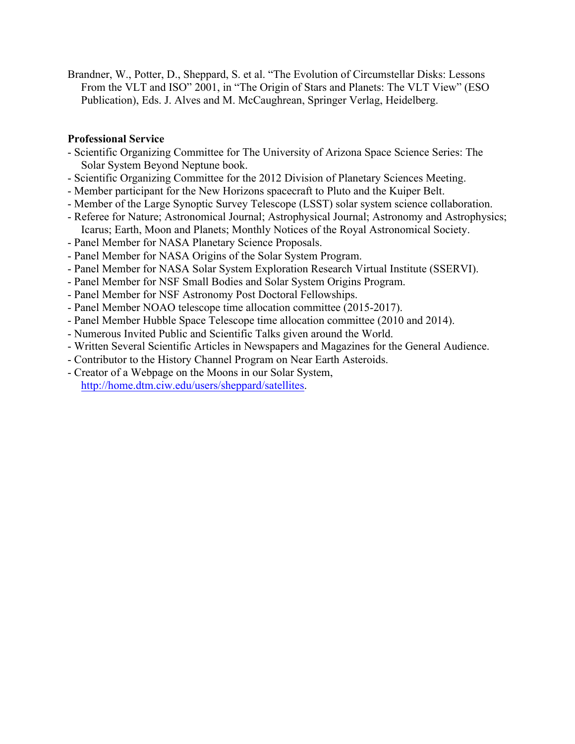Brandner, W., Potter, D., Sheppard, S. et al. "The Evolution of Circumstellar Disks: Lessons From the VLT and ISO" 2001, in "The Origin of Stars and Planets: The VLT View" (ESO Publication), Eds. J. Alves and M. McCaughrean, Springer Verlag, Heidelberg.

**Professional Service**

- Scientific Organizing Committee for The University of Arizona Space Science Series: The Solar System Beyond Neptune book.
- Scientific Organizing Committee for the 2012 Division of Planetary Sciences Meeting.
- Member participant for the New Horizons spacecraft to Pluto and the Kuiper Belt.
- Member of the Large Synoptic Survey Telescope (LSST) solar system science collaboration.
- Referee for Nature; Astronomical Journal; Astrophysical Journal; Astronomy and Astrophysics; Icarus; Earth, Moon and Planets; Monthly Notices of the Royal Astronomical Society.
- Panel Member for NASA Planetary Science Proposals.
- Panel Member for NASA Origins of the Solar System Program.
- Panel Member for NASA Solar System Exploration Research Virtual Institute (SSERVI).
- Panel Member for NSF Small Bodies and Solar System Origins Program.
- Panel Member for NSF Astronomy Post Doctoral Fellowships.
- Panel Member NOAO telescope time allocation committee (2015-2017).
- Panel Member Hubble Space Telescope time allocation committee (2010 and 2014).
- Numerous Invited Public and Scientific Talks given around the World.
- Written Several Scientific Articles in Newspapers and Magazines for the General Audience.
- Contributor to the History Channel Program on Near Earth Asteroids.
- Creator of a Webpage on the Moons in our Solar System, http://home.dtm.ciw.edu/users/sheppard/satellites.